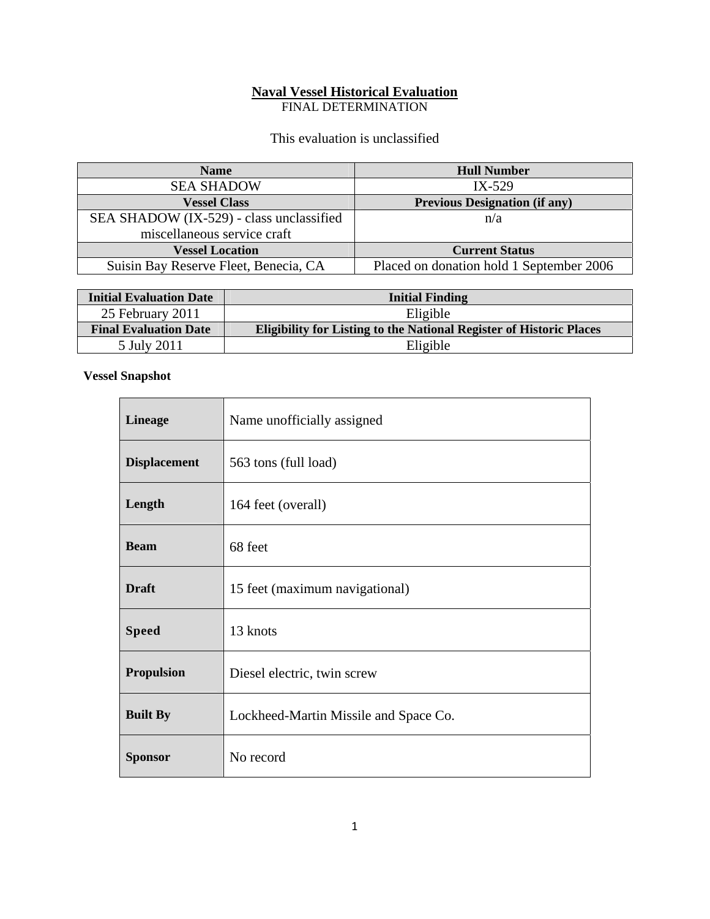# Naval Vessel Historical Evaluation

FINAL DETERMINATION

This evaluation is unclassified

| Name | Hull Number |
|---|---|
| SEA SHADOW | IX-529 |
| **Vessel Class** | **Previous Designation (if any)** |
| SEA SHADOW (IX-529) - class unclassified miscellaneous service craft | n/a |
| **Vessel Location** | **Current Status** |
| Suisin Bay Reserve Fleet, Benecia, CA | Placed on donation hold 1 September 2006 |

| Initial Evaluation Date | Initial Finding |
|---|---|
| 25 February 2011 | Eligible |
| **Final Evaluation Date** | **Eligibility for Listing to the National Register of Historic Places** |
| 5 July 2011 | Eligible |

**Vessel Snapshot**

| | |
|---|---|
| **Lineage** | Name unofficially assigned |
| **Displacement** | 563 tons (full load) |
| **Length** | 164 feet (overall) |
| **Beam** | 68 feet |
| **Draft** | 15 feet (maximum navigational) |
| **Speed** | 13 knots |
| **Propulsion** | Diesel electric, twin screw |
| **Built By** | Lockheed-Martin Missile and Space Co. |
| **Sponsor** | No record |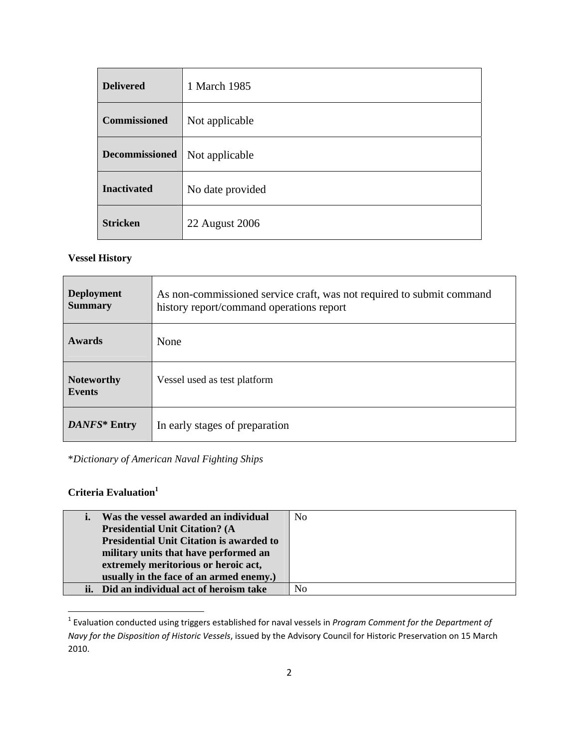| **Delivered** | 1 March 1985 |
|---|---|
| **Commissioned** | Not applicable |
| **Decommissioned** | Not applicable |
| **Inactivated** | No date provided |
| **Stricken** | 22 August 2006 |

**Vessel History**

| **Deployment Summary** | As non-commissioned service craft, was not required to submit command history report/command operations report |
|---|---|
| **Awards** | None |
| **Noteworthy Events** | Vessel used as test platform |
| ***DANFS** * **Entry** | In early stages of preparation |

**Dictionary of American Naval Fighting Ships*

**Criteria Evaluation**[1]

| **i. Was the vessel awarded an individual Presidential Unit Citation? (A Presidential Unit Citation is awarded to military units that have performed an extremely meritorious or heroic act, usually in the face of an armed enemy.)** | No |
|---|---|
| **ii. Did an individual act of heroism take** | No |

[1] Evaluation conducted using triggers established for naval vessels in *Program Comment for the Department of Navy for the Disposition of Historic Vessels*, issued by the Advisory Council for Historic Preservation on 15 March 2010.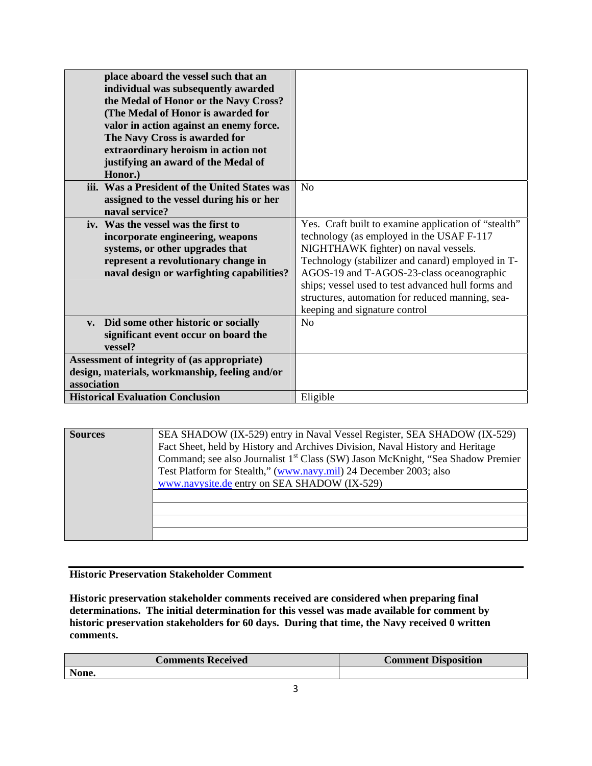| | |
|---|---|
| **place aboard the vessel such that an individual was subsequently awarded the Medal of Honor or the Navy Cross? (The Medal of Honor is awarded for valor in action against an enemy force. The Navy Cross is awarded for extraordinary heroism in action not justifying an award of the Medal of Honor.)** | |
| **iii. Was a President of the United States was assigned to the vessel during his or her naval service?** | No |
| **iv. Was the vessel was the first to incorporate engineering, weapons systems, or other upgrades that represent a revolutionary change in naval design or warfighting capabilities?** | Yes. Craft built to examine application of "stealth" technology (as employed in the USAF F-117 NIGHTHAWK fighter) on naval vessels. Technology (stabilizer and canard) employed in T-AGOS-19 and T-AGOS-23-class oceanographic ships; vessel used to test advanced hull forms and structures, automation for reduced manning, sea-keeping and signature control |
| **v. Did some other historic or socially significant event occur on board the vessel?** | No |
| **Assessment of integrity of (as appropriate) design, materials, workmanship, feeling and/or association** | |
| **Historical Evaluation Conclusion** | Eligible |

| | |
|---|---|
| **Sources** | SEA SHADOW (IX-529) entry in Naval Vessel Register, SEA SHADOW (IX-529) Fact Sheet, held by History and Archives Division, Naval History and Heritage Command; see also Journalist 1st Class (SW) Jason McKnight, "Sea Shadow Premier Test Platform for Stealth," (www.navy.mil) 24 December 2003; also www.navysite.de entry on SEA SHADOW (IX-529) |
| | |
| | |
| | |
| | |

**Historic Preservation Stakeholder Comment**

**Historic preservation stakeholder comments received are considered when preparing final determinations. The initial determination for this vessel was made available for comment by historic preservation stakeholders for 60 days. During that time, the Navy received 0 written comments.**

| Comments Received | Comment Disposition |
|---|---|
| **None.** | |